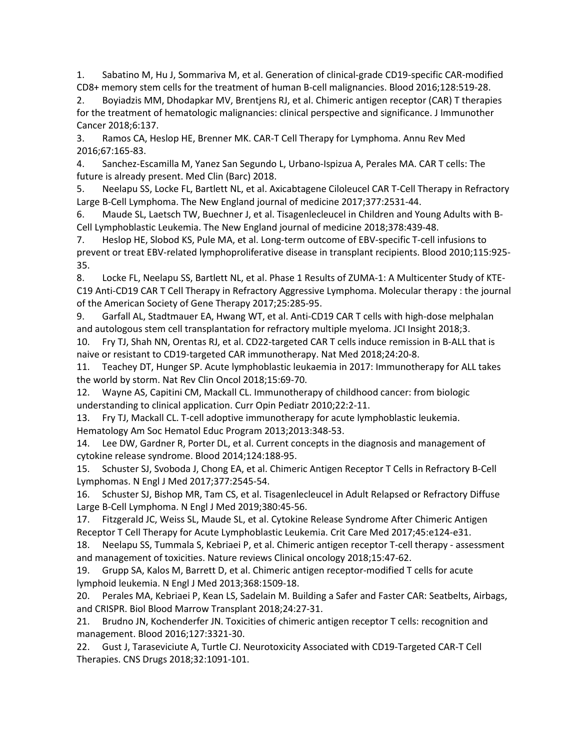1. Sabatino M, Hu J, Sommariva M, et al. Generation of clinical-grade CD19-specific CAR-modified CD8+ memory stem cells for the treatment of human B-cell malignancies. Blood 2016;128:519-28.
2. Boyiadzis MM, Dhodapkar MV, Brentjens RJ, et al. Chimeric antigen receptor (CAR) T therapies for the treatment of hematologic malignancies: clinical perspective and significance. J Immunother Cancer 2018;6:137.
3. Ramos CA, Heslop HE, Brenner MK. CAR-T Cell Therapy for Lymphoma. Annu Rev Med 2016;67:165-83.
4. Sanchez-Escamilla M, Yanez San Segundo L, Urbano-Ispizua A, Perales MA. CAR T cells: The future is already present. Med Clin (Barc) 2018.
5. Neelapu SS, Locke FL, Bartlett NL, et al. Axicabtagene Ciloleucel CAR T-Cell Therapy in Refractory Large B-Cell Lymphoma. The New England journal of medicine 2017;377:2531-44.
6. Maude SL, Laetsch TW, Buechner J, et al. Tisagenlecleucel in Children and Young Adults with B-Cell Lymphoblastic Leukemia. The New England journal of medicine 2018;378:439-48.
7. Heslop HE, Slobod KS, Pule MA, et al. Long-term outcome of EBV-specific T-cell infusions to prevent or treat EBV-related lymphoproliferative disease in transplant recipients. Blood 2010;115:925-35.
8. Locke FL, Neelapu SS, Bartlett NL, et al. Phase 1 Results of ZUMA-1: A Multicenter Study of KTE-C19 Anti-CD19 CAR T Cell Therapy in Refractory Aggressive Lymphoma. Molecular therapy : the journal of the American Society of Gene Therapy 2017;25:285-95.
9. Garfall AL, Stadtmauer EA, Hwang WT, et al. Anti-CD19 CAR T cells with high-dose melphalan and autologous stem cell transplantation for refractory multiple myeloma. JCI Insight 2018;3.
10. Fry TJ, Shah NN, Orentas RJ, et al. CD22-targeted CAR T cells induce remission in B-ALL that is naive or resistant to CD19-targeted CAR immunotherapy. Nat Med 2018;24:20-8.
11. Teachey DT, Hunger SP. Acute lymphoblastic leukaemia in 2017: Immunotherapy for ALL takes the world by storm. Nat Rev Clin Oncol 2018;15:69-70.
12. Wayne AS, Capitini CM, Mackall CL. Immunotherapy of childhood cancer: from biologic understanding to clinical application. Curr Opin Pediatr 2010;22:2-11.
13. Fry TJ, Mackall CL. T-cell adoptive immunotherapy for acute lymphoblastic leukemia. Hematology Am Soc Hematol Educ Program 2013;2013:348-53.
14. Lee DW, Gardner R, Porter DL, et al. Current concepts in the diagnosis and management of cytokine release syndrome. Blood 2014;124:188-95.
15. Schuster SJ, Svoboda J, Chong EA, et al. Chimeric Antigen Receptor T Cells in Refractory B-Cell Lymphomas. N Engl J Med 2017;377:2545-54.
16. Schuster SJ, Bishop MR, Tam CS, et al. Tisagenlecleucel in Adult Relapsed or Refractory Diffuse Large B-Cell Lymphoma. N Engl J Med 2019;380:45-56.
17. Fitzgerald JC, Weiss SL, Maude SL, et al. Cytokine Release Syndrome After Chimeric Antigen Receptor T Cell Therapy for Acute Lymphoblastic Leukemia. Crit Care Med 2017;45:e124-e31.
18. Neelapu SS, Tummala S, Kebriaei P, et al. Chimeric antigen receptor T-cell therapy - assessment and management of toxicities. Nature reviews Clinical oncology 2018;15:47-62.
19. Grupp SA, Kalos M, Barrett D, et al. Chimeric antigen receptor-modified T cells for acute lymphoid leukemia. N Engl J Med 2013;368:1509-18.
20. Perales MA, Kebriaei P, Kean LS, Sadelain M. Building a Safer and Faster CAR: Seatbelts, Airbags, and CRISPR. Biol Blood Marrow Transplant 2018;24:27-31.
21. Brudno JN, Kochenderfer JN. Toxicities of chimeric antigen receptor T cells: recognition and management. Blood 2016;127:3321-30.
22. Gust J, Taraseviciute A, Turtle CJ. Neurotoxicity Associated with CD19-Targeted CAR-T Cell Therapies. CNS Drugs 2018;32:1091-101.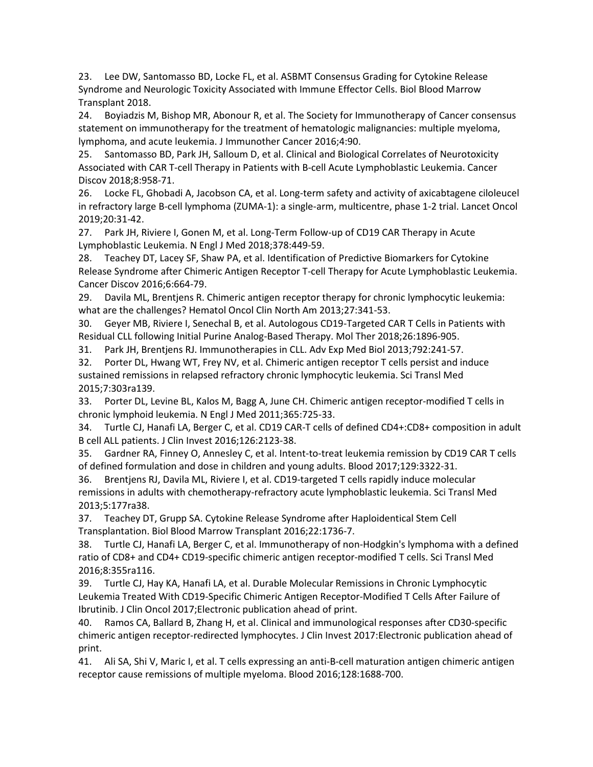23. Lee DW, Santomasso BD, Locke FL, et al. ASBMT Consensus Grading for Cytokine Release Syndrome and Neurologic Toxicity Associated with Immune Effector Cells. Biol Blood Marrow Transplant 2018.

24. Boyiadzis M, Bishop MR, Abonour R, et al. The Society for Immunotherapy of Cancer consensus statement on immunotherapy for the treatment of hematologic malignancies: multiple myeloma, lymphoma, and acute leukemia. J Immunother Cancer 2016;4:90.

25. Santomasso BD, Park JH, Salloum D, et al. Clinical and Biological Correlates of Neurotoxicity Associated with CAR T-cell Therapy in Patients with B-cell Acute Lymphoblastic Leukemia. Cancer Discov 2018;8:958-71.

26. Locke FL, Ghobadi A, Jacobson CA, et al. Long-term safety and activity of axicabtagene ciloleucel in refractory large B-cell lymphoma (ZUMA-1): a single-arm, multicentre, phase 1-2 trial. Lancet Oncol 2019;20:31-42.

27. Park JH, Riviere I, Gonen M, et al. Long-Term Follow-up of CD19 CAR Therapy in Acute Lymphoblastic Leukemia. N Engl J Med 2018;378:449-59.

28. Teachey DT, Lacey SF, Shaw PA, et al. Identification of Predictive Biomarkers for Cytokine Release Syndrome after Chimeric Antigen Receptor T-cell Therapy for Acute Lymphoblastic Leukemia. Cancer Discov 2016;6:664-79.

29. Davila ML, Brentjens R. Chimeric antigen receptor therapy for chronic lymphocytic leukemia: what are the challenges? Hematol Oncol Clin North Am 2013;27:341-53.

30. Geyer MB, Riviere I, Senechal B, et al. Autologous CD19-Targeted CAR T Cells in Patients with Residual CLL following Initial Purine Analog-Based Therapy. Mol Ther 2018;26:1896-905.

31. Park JH, Brentjens RJ. Immunotherapies in CLL. Adv Exp Med Biol 2013;792:241-57.

32. Porter DL, Hwang WT, Frey NV, et al. Chimeric antigen receptor T cells persist and induce sustained remissions in relapsed refractory chronic lymphocytic leukemia. Sci Transl Med 2015;7:303ra139.

33. Porter DL, Levine BL, Kalos M, Bagg A, June CH. Chimeric antigen receptor-modified T cells in chronic lymphoid leukemia. N Engl J Med 2011;365:725-33.

34. Turtle CJ, Hanafi LA, Berger C, et al. CD19 CAR-T cells of defined CD4+:CD8+ composition in adult B cell ALL patients. J Clin Invest 2016;126:2123-38.

35. Gardner RA, Finney O, Annesley C, et al. Intent-to-treat leukemia remission by CD19 CAR T cells of defined formulation and dose in children and young adults. Blood 2017;129:3322-31.

36. Brentjens RJ, Davila ML, Riviere I, et al. CD19-targeted T cells rapidly induce molecular remissions in adults with chemotherapy-refractory acute lymphoblastic leukemia. Sci Transl Med 2013;5:177ra38.

37. Teachey DT, Grupp SA. Cytokine Release Syndrome after Haploidentical Stem Cell Transplantation. Biol Blood Marrow Transplant 2016;22:1736-7.

38. Turtle CJ, Hanafi LA, Berger C, et al. Immunotherapy of non-Hodgkin's lymphoma with a defined ratio of CD8+ and CD4+ CD19-specific chimeric antigen receptor-modified T cells. Sci Transl Med 2016;8:355ra116.

39. Turtle CJ, Hay KA, Hanafi LA, et al. Durable Molecular Remissions in Chronic Lymphocytic Leukemia Treated With CD19-Specific Chimeric Antigen Receptor-Modified T Cells After Failure of Ibrutinib. J Clin Oncol 2017;Electronic publication ahead of print.

40. Ramos CA, Ballard B, Zhang H, et al. Clinical and immunological responses after CD30-specific chimeric antigen receptor-redirected lymphocytes. J Clin Invest 2017:Electronic publication ahead of print.

41. Ali SA, Shi V, Maric I, et al. T cells expressing an anti-B-cell maturation antigen chimeric antigen receptor cause remissions of multiple myeloma. Blood 2016;128:1688-700.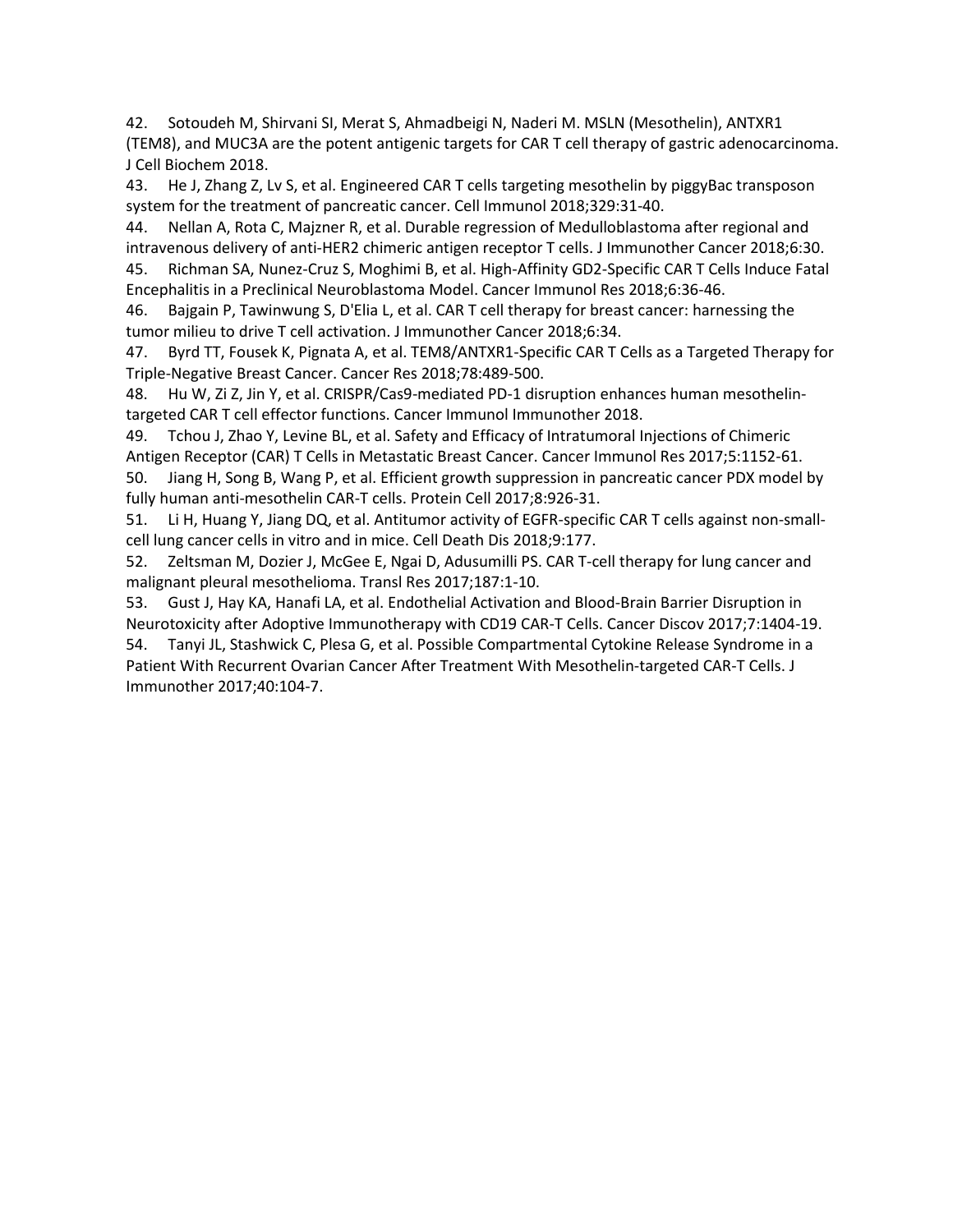42. Sotoudeh M, Shirvani SI, Merat S, Ahmadbeigi N, Naderi M. MSLN (Mesothelin), ANTXR1 (TEM8), and MUC3A are the potent antigenic targets for CAR T cell therapy of gastric adenocarcinoma. J Cell Biochem 2018.

43. He J, Zhang Z, Lv S, et al. Engineered CAR T cells targeting mesothelin by piggyBac transposon system for the treatment of pancreatic cancer. Cell Immunol 2018;329:31-40.

44. Nellan A, Rota C, Majzner R, et al. Durable regression of Medulloblastoma after regional and intravenous delivery of anti-HER2 chimeric antigen receptor T cells. J Immunother Cancer 2018;6:30.

45. Richman SA, Nunez-Cruz S, Moghimi B, et al. High-Affinity GD2-Specific CAR T Cells Induce Fatal Encephalitis in a Preclinical Neuroblastoma Model. Cancer Immunol Res 2018;6:36-46.

46. Bajgain P, Tawinwung S, D'Elia L, et al. CAR T cell therapy for breast cancer: harnessing the tumor milieu to drive T cell activation. J Immunother Cancer 2018;6:34.

47. Byrd TT, Fousek K, Pignata A, et al. TEM8/ANTXR1-Specific CAR T Cells as a Targeted Therapy for Triple-Negative Breast Cancer. Cancer Res 2018;78:489-500.

48. Hu W, Zi Z, Jin Y, et al. CRISPR/Cas9-mediated PD-1 disruption enhances human mesothelin-targeted CAR T cell effector functions. Cancer Immunol Immunother 2018.

49. Tchou J, Zhao Y, Levine BL, et al. Safety and Efficacy of Intratumoral Injections of Chimeric Antigen Receptor (CAR) T Cells in Metastatic Breast Cancer. Cancer Immunol Res 2017;5:1152-61.

50. Jiang H, Song B, Wang P, et al. Efficient growth suppression in pancreatic cancer PDX model by fully human anti-mesothelin CAR-T cells. Protein Cell 2017;8:926-31.

51. Li H, Huang Y, Jiang DQ, et al. Antitumor activity of EGFR-specific CAR T cells against non-small-cell lung cancer cells in vitro and in mice. Cell Death Dis 2018;9:177.

52. Zeltsman M, Dozier J, McGee E, Ngai D, Adusumilli PS. CAR T-cell therapy for lung cancer and malignant pleural mesothelioma. Transl Res 2017;187:1-10.

53. Gust J, Hay KA, Hanafi LA, et al. Endothelial Activation and Blood-Brain Barrier Disruption in Neurotoxicity after Adoptive Immunotherapy with CD19 CAR-T Cells. Cancer Discov 2017;7:1404-19.

54. Tanyi JL, Stashwick C, Plesa G, et al. Possible Compartmental Cytokine Release Syndrome in a Patient With Recurrent Ovarian Cancer After Treatment With Mesothelin-targeted CAR-T Cells. J Immunother 2017;40:104-7.